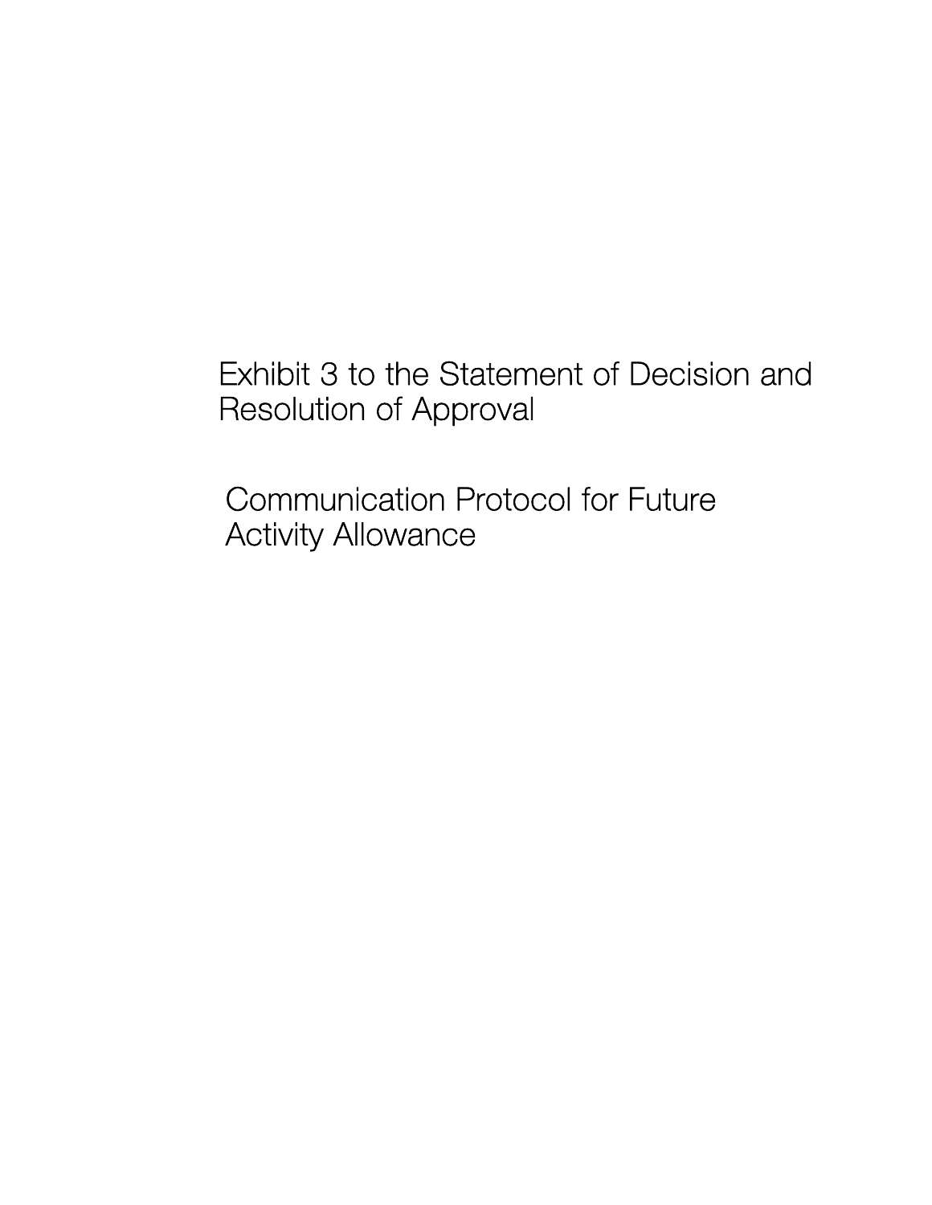# Exhibit 3 to the Statement of Decision and Resolution of Approval

## Communication Protocol for Future Activity Allowance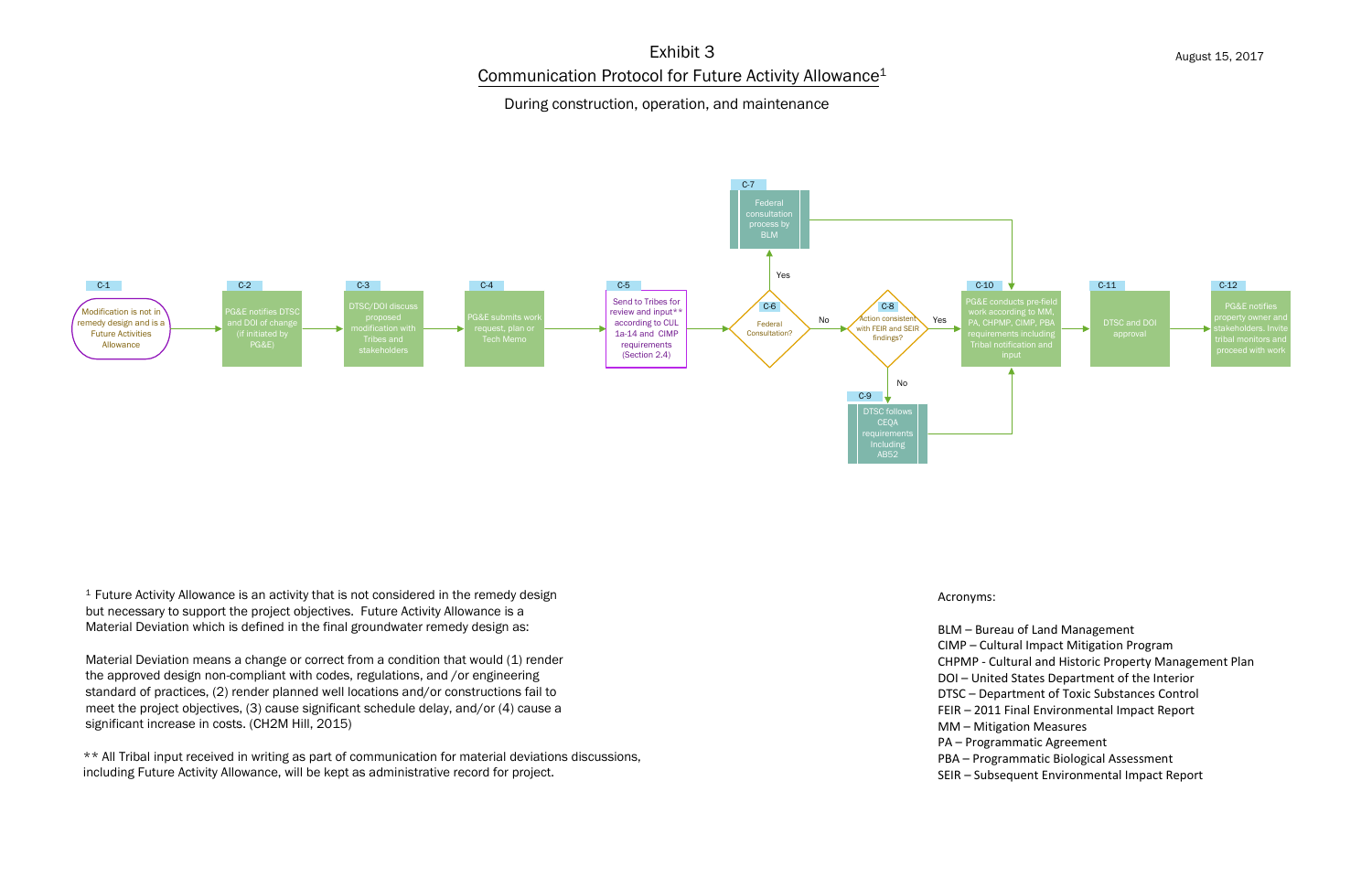August 15, 2017

# Exhibit 3

## Communication Protocol for Future Activity Allowance[1]

During construction, operation, and maintenance

C-1
Modification is not in remedy design and is a Future Activities Allowance

C-2
PG&E notifies DTSC and DOI of change (if initiated by PG&E)

C-3
DTSC/DOI discuss proposed modification with Tribes and stakeholders

C-4
PG&E submits work request, plan or Tech Memo

C-5
Send to Tribes for review and input** according to CUL 1a-14 and CIMP requirements (Section 2.4)

C-6
Federal Consultation?

Yes

C-7
Federal consultation process by BLM

No

C-8
Action consistent with FEIR and SEIR findings?

Yes

No

C-9
DTSC follows CEQA requirements including AB52

C-10
PG&E conducts pre-field work according to MM, PA, CHPMP, CIMP, PBA requirements including Tribal notification and input

C-11
DTSC and DOI approval

C-12
PG&E notifies property owner and stakeholders. Invite tribal monitors and proceed with work

[1] Future Activity Allowance is an activity that is not considered in the remedy design but necessary to support the project objectives. Future Activity Allowance is a Material Deviation which is defined in the final groundwater remedy design as:

Material Deviation means a change or correct from a condition that would (1) render the approved design non-compliant with codes, regulations, and /or engineering standard of practices, (2) render planned well locations and/or constructions fail to meet the project objectives, (3) cause significant schedule delay, and/or (4) cause a significant increase in costs. (CH2M Hill, 2015)

** All Tribal input received in writing as part of communication for material deviations discussions, including Future Activity Allowance, will be kept as administrative record for project.

Acronyms:

BLM – Bureau of Land Management
CIMP – Cultural Impact Mitigation Program
CHPMP - Cultural and Historic Property Management Plan
DOI – United States Department of the Interior
DTSC – Department of Toxic Substances Control
FEIR – 2011 Final Environmental Impact Report
MM – Mitigation Measures
PA – Programmatic Agreement
PBA – Programmatic Biological Assessment
SEIR – Subsequent Environmental Impact Report